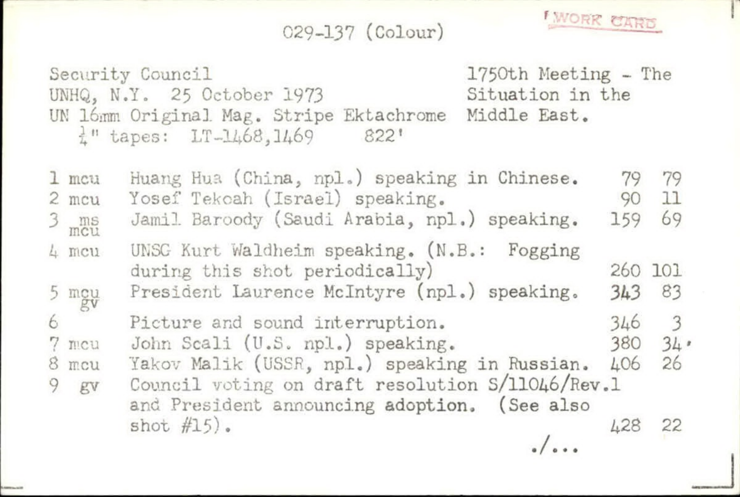029-137 (Colour)

WORK CARD

Security Council
UNHQ, N.Y. 25 October 1973
UN 16mm Original Mag. Stripe Ektachrome
¼" tapes: LT-1468,1469 822'

1750th Meeting - The Situation in the Middle East.

| No. | Shot | Description | | |
|---|---|---|---|---|
| 1 | mcu | Huang Hua (China, npl.) speaking in Chinese. | 79 | 79 |
| 2 | mcu | Yosef Tekoah (Israel) speaking. | 90 | 11 |
| 3 | ms mcu | Jamil Baroody (Saudi Arabia, npl.) speaking. | 159 | 69 |
| 4 | mcu | UNSG Kurt Waldheim speaking. (N.B.: Fogging during this shot periodically) | 260 | 101 |
| 5 | mcu gv | President Laurence McIntyre (npl.) speaking. | 343 | 83 |
| 6 | | Picture and sound interruption. | 346 | 3 |
| 7 | mcu | John Scali (U.S. npl.) speaking. | 380 | 34 |
| 8 | mcu | Yakov Malik (USSR, npl.) speaking in Russian. | 406 | 26 |
| 9 | gv | Council voting on draft resolution S/11046/Rev.1 and President announcing adoption. (See also shot #15). | 428 | 22 |

./...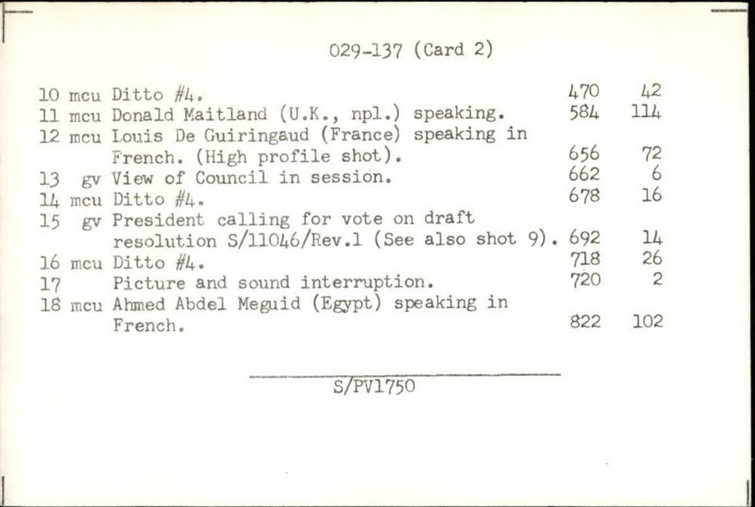029-137 (Card 2)

| | | | | |
|---|---|---|---|---|
| 10 | mcu | Ditto #4. | 470 | 42 |
| 11 | mcu | Donald Maitland (U.K., npl.) speaking. | 584 | 114 |
| 12 | mcu | Louis De Guiringaud (France) speaking in French. (High profile shot). | 656 | 72 |
| 13 | gv | View of Council in session. | 662 | 6 |
| 14 | mcu | Ditto #4. | 678 | 16 |
| 15 | gv | President calling for vote on draft resolution S/11046/Rev.1 (See also shot 9). | 692 | 14 |
| 16 | mcu | Ditto #4. | 718 | 26 |
| 17 | | Picture and sound interruption. | 720 | 2 |
| 18 | mcu | Ahmed Abdel Meguid (Egypt) speaking in French. | 822 | 102 |

S/PV1750